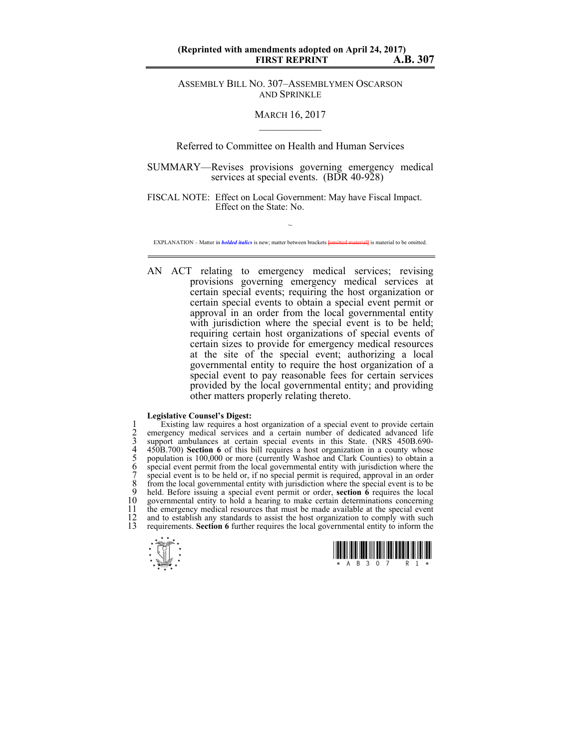(Reprinted with amendments adopted on April 24, 2017)
**FIRST REPRINT** **A.B. 307**

ASSEMBLY BILL NO. 307–ASSEMBLYMEN OSCARSON AND SPRINKLE

MARCH 16, 2017

Referred to Committee on Health and Human Services

SUMMARY—Revises provisions governing emergency medical services at special events. (BDR 40-928)

FISCAL NOTE: Effect on Local Government: May have Fiscal Impact.
Effect on the State: No.

~

EXPLANATION – Matter in ***bolded italics*** is new; matter between brackets [omitted material] is material to be omitted.

AN ACT relating to emergency medical services; revising provisions governing emergency medical services at certain special events; requiring the host organization or certain special events to obtain a special event permit or approval in an order from the local governmental entity with jurisdiction where the special event is to be held; requiring certain host organizations of special events of certain sizes to provide for emergency medical resources at the site of the special event; authorizing a local governmental entity to require the host organization of a special event to pay reasonable fees for certain services provided by the local governmental entity; and providing other matters properly relating thereto.

**Legislative Counsel's Digest:**

Existing law requires a host organization of a special event to provide certain emergency medical services and a certain number of dedicated advanced life support ambulances at certain special events in this State. (NRS 450B.690-450B.700) **Section 6** of this bill requires a host organization in a county whose population is 100,000 or more (currently Washoe and Clark Counties) to obtain a special event permit from the local governmental entity with jurisdiction where the special event is to be held or, if no special permit is required, approval in an order from the local governmental entity with jurisdiction where the special event is to be held. Before issuing a special event permit or order, **section 6** requires the local governmental entity to hold a hearing to make certain determinations concerning the emergency medical resources that must be made available at the special event and to establish any standards to assist the host organization to comply with such requirements. **Section 6** further requires the local governmental entity to inform the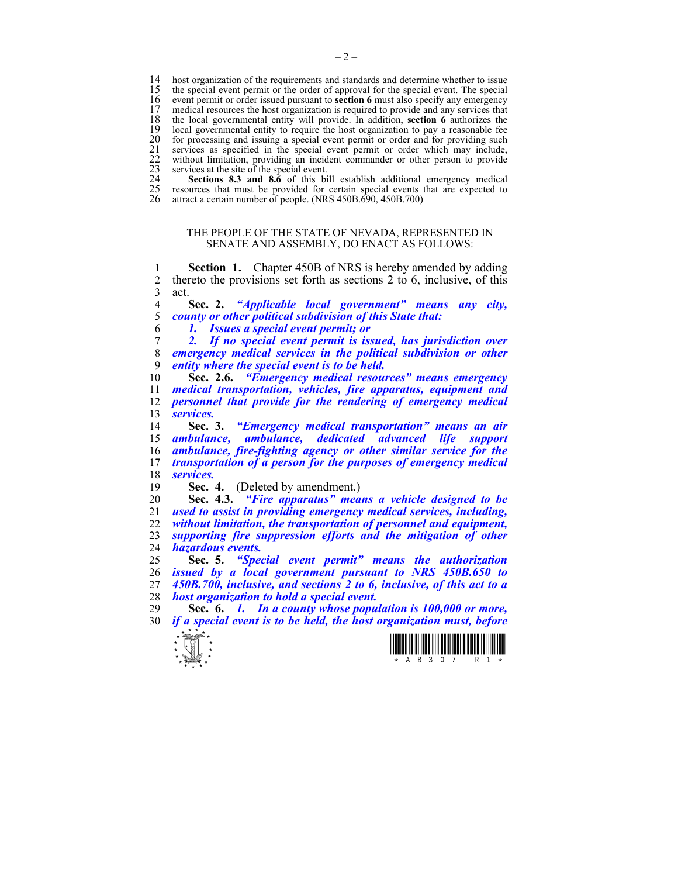host organization of the requirements and standards and determine whether to issue the special event permit or the order of approval for the special event. The special event permit or order issued pursuant to **section 6** must also specify any emergency medical resources the host organization is required to provide and any services that the local governmental entity will provide. In addition, **section 6** authorizes the local governmental entity to require the host organization to pay a reasonable fee for processing and issuing a special event permit or order and for providing such services as specified in the special event permit or order which may include, without limitation, providing an incident commander or other person to provide services at the site of the special event.

**Sections 8.3 and 8.6** of this bill establish additional emergency medical resources that must be provided for certain special events that are expected to attract a certain number of people. (NRS 450B.690, 450B.700)

---

THE PEOPLE OF THE STATE OF NEVADA, REPRESENTED IN SENATE AND ASSEMBLY, DO ENACT AS FOLLOWS:

**Section 1.** Chapter 450B of NRS is hereby amended by adding thereto the provisions set forth as sections 2 to 6, inclusive, of this act.

**Sec. 2.** ***"Applicable local government" means any city, county or other political subdivision of this State that:***

***1. Issues a special event permit; or***

***2. If no special event permit is issued, has jurisdiction over emergency medical services in the political subdivision or other entity where the special event is to be held.***

**Sec. 2.6.** ***"Emergency medical resources" means emergency medical transportation, vehicles, fire apparatus, equipment and personnel that provide for the rendering of emergency medical services.***

**Sec. 3.** ***"Emergency medical transportation" means an air ambulance, ambulance, dedicated advanced life support ambulance, fire-fighting agency or other similar service for the transportation of a person for the purposes of emergency medical services.***

**Sec. 4.** (Deleted by amendment.)

**Sec. 4.3.** ***"Fire apparatus" means a vehicle designed to be used to assist in providing emergency medical services, including, without limitation, the transportation of personnel and equipment, supporting fire suppression efforts and the mitigation of other hazardous events.***

**Sec. 5.** ***"Special event permit" means the authorization issued by a local government pursuant to NRS 450B.650 to 450B.700, inclusive, and sections 2 to 6, inclusive, of this act to a host organization to hold a special event.***

**Sec. 6.** ***1. In a county whose population is 100,000 or more, if a special event is to be held, the host organization must, before***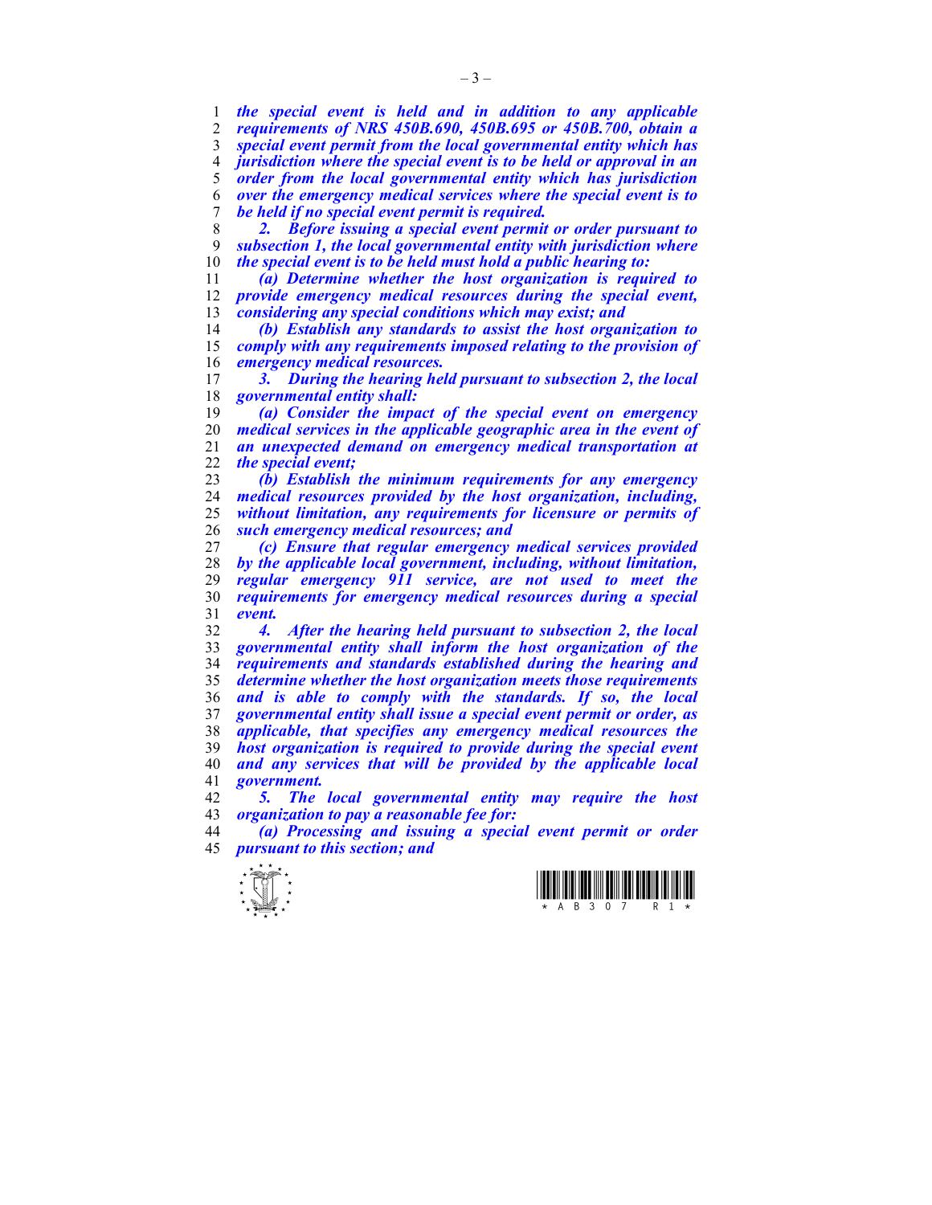***the special event is held and in addition to any applicable requirements of NRS 450B.690, 450B.695 or 450B.700, obtain a special event permit from the local governmental entity which has jurisdiction where the special event is to be held or approval in an order from the local governmental entity which has jurisdiction over the emergency medical services where the special event is to be held if no special event permit is required.***

***2. Before issuing a special event permit or order pursuant to subsection 1, the local governmental entity with jurisdiction where the special event is to be held must hold a public hearing to:***

***(a) Determine whether the host organization is required to provide emergency medical resources during the special event, considering any special conditions which may exist; and***

***(b) Establish any standards to assist the host organization to comply with any requirements imposed relating to the provision of emergency medical resources.***

***3. During the hearing held pursuant to subsection 2, the local governmental entity shall:***

***(a) Consider the impact of the special event on emergency medical services in the applicable geographic area in the event of an unexpected demand on emergency medical transportation at the special event;***

***(b) Establish the minimum requirements for any emergency medical resources provided by the host organization, including, without limitation, any requirements for licensure or permits of such emergency medical resources; and***

***(c) Ensure that regular emergency medical services provided by the applicable local government, including, without limitation, regular emergency 911 service, are not used to meet the requirements for emergency medical resources during a special event.***

***4. After the hearing held pursuant to subsection 2, the local governmental entity shall inform the host organization of the requirements and standards established during the hearing and determine whether the host organization meets those requirements and is able to comply with the standards. If so, the local governmental entity shall issue a special event permit or order, as applicable, that specifies any emergency medical resources the host organization is required to provide during the special event and any services that will be provided by the applicable local government.***

***5. The local governmental entity may require the host organization to pay a reasonable fee for:***

***(a) Processing and issuing a special event permit or order pursuant to this section; and***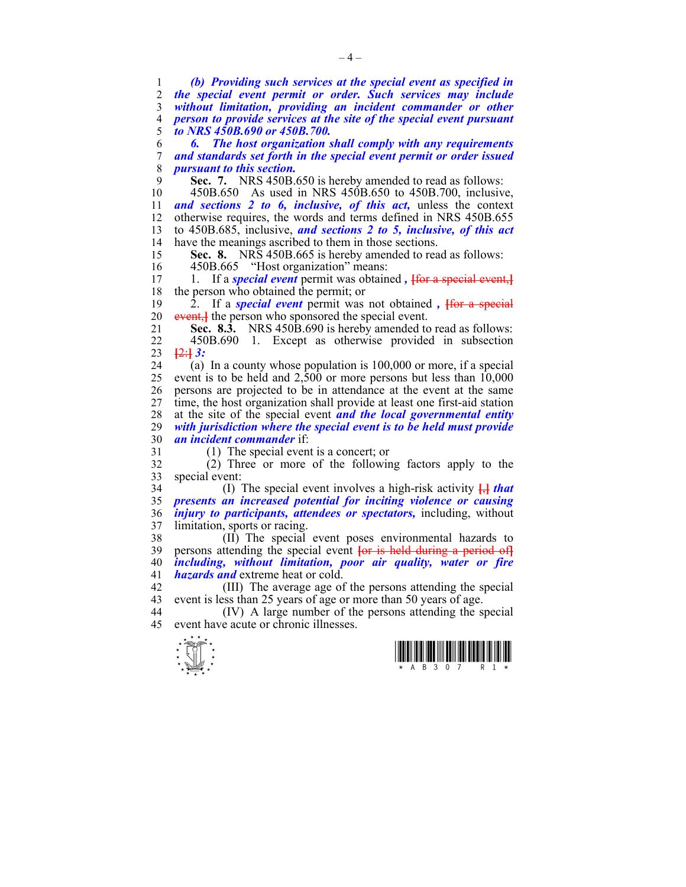***(b) Providing such services at the special event as specified in the special event permit or order. Such services may include without limitation, providing an incident commander or other person to provide services at the site of the special event pursuant to NRS 450B.690 or 450B.700.***

***6. The host organization shall comply with any requirements and standards set forth in the special event permit or order issued pursuant to this section.***

**Sec. 7.** NRS 450B.650 is hereby amended to read as follows:

450B.650 As used in NRS 450B.650 to 450B.700, inclusive, ***and sections 2 to 6, inclusive, of this act,*** unless the context otherwise requires, the words and terms defined in NRS 450B.655 to 450B.685, inclusive, ***and sections 2 to 5, inclusive, of this act*** have the meanings ascribed to them in those sections.

**Sec. 8.** NRS 450B.665 is hereby amended to read as follows:

450B.665 "Host organization" means:

1. If a ***special event*** permit was obtained ***,*** [for a special event,] the person who obtained the permit; or

2. If a ***special event*** permit was not obtained ***,*** [for a special event,] the person who sponsored the special event.

**Sec. 8.3.** NRS 450B.690 is hereby amended to read as follows:

450B.690 1. Except as otherwise provided in subsection [2:] ***3:***

(a) In a county whose population is 100,000 or more, if a special event is to be held and 2,500 or more persons but less than 10,000 persons are projected to be in attendance at the event at the same time, the host organization shall provide at least one first-aid station at the site of the special event ***and the local governmental entity with jurisdiction where the special event is to be held must provide an incident commander*** if:

(1) The special event is a concert; or

(2) Three or more of the following factors apply to the special event:

(I) The special event involves a high-risk activity [,] ***that presents an increased potential for inciting violence or causing injury to participants, attendees or spectators,*** including, without limitation, sports or racing.

(II) The special event poses environmental hazards to persons attending the special event [or is held during a period of] ***including, without limitation, poor air quality, water or fire hazards and*** extreme heat or cold.

(III) The average age of the persons attending the special event is less than 25 years of age or more than 50 years of age.

(IV) A large number of the persons attending the special event have acute or chronic illnesses.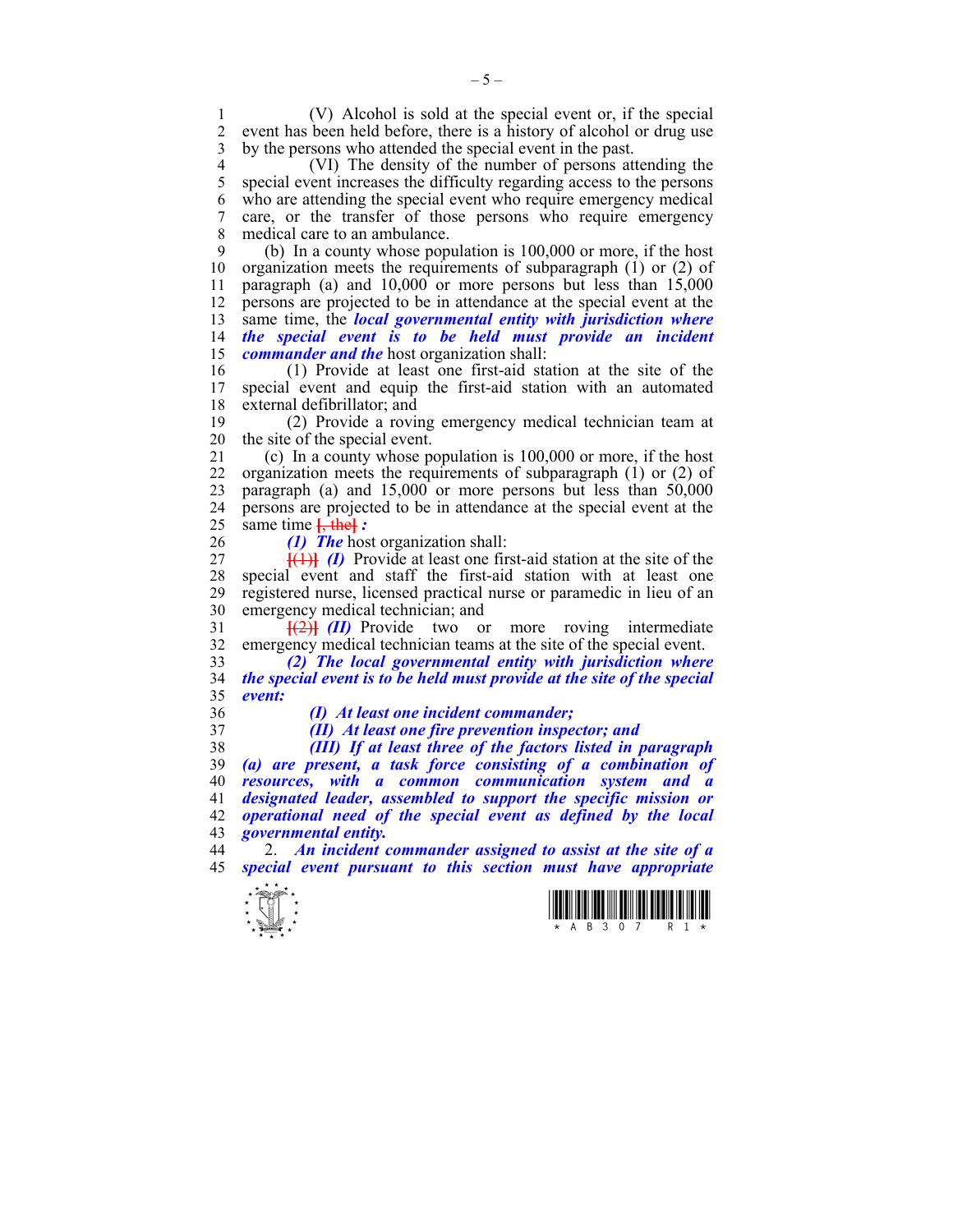(V) Alcohol is sold at the special event or, if the special event has been held before, there is a history of alcohol or drug use by the persons who attended the special event in the past.

(VI) The density of the number of persons attending the special event increases the difficulty regarding access to the persons who are attending the special event who require emergency medical care, or the transfer of those persons who require emergency medical care to an ambulance.

(b) In a county whose population is 100,000 or more, if the host organization meets the requirements of subparagraph (1) or (2) of paragraph (a) and 10,000 or more persons but less than 15,000 persons are projected to be in attendance at the special event at the same time, the ***local governmental entity with jurisdiction where the special event is to be held must provide an incident commander and the*** host organization shall:

(1) Provide at least one first-aid station at the site of the special event and equip the first-aid station with an automated external defibrillator; and

(2) Provide a roving emergency medical technician team at the site of the special event.

(c) In a county whose population is 100,000 or more, if the host organization meets the requirements of subparagraph (1) or (2) of paragraph (a) and 15,000 or more persons but less than 50,000 persons are projected to be in attendance at the special event at the same time ~~[, the]~~ ***:***

***(1) The*** host organization shall:

~~[(1)]~~ ***(I)*** Provide at least one first-aid station at the site of the special event and staff the first-aid station with at least one registered nurse, licensed practical nurse or paramedic in lieu of an emergency medical technician; and

~~[(2)]~~ ***(II)*** Provide two or more roving intermediate emergency medical technician teams at the site of the special event.

***(2) The local governmental entity with jurisdiction where the special event is to be held must provide at the site of the special event:***

***(I) At least one incident commander;***

***(II) At least one fire prevention inspector; and***

***(III) If at least three of the factors listed in paragraph (a) are present, a task force consisting of a combination of resources, with a common communication system and a designated leader, assembled to support the specific mission or operational need of the special event as defined by the local governmental entity.***

2. ***An incident commander assigned to assist at the site of a special event pursuant to this section must have appropriate***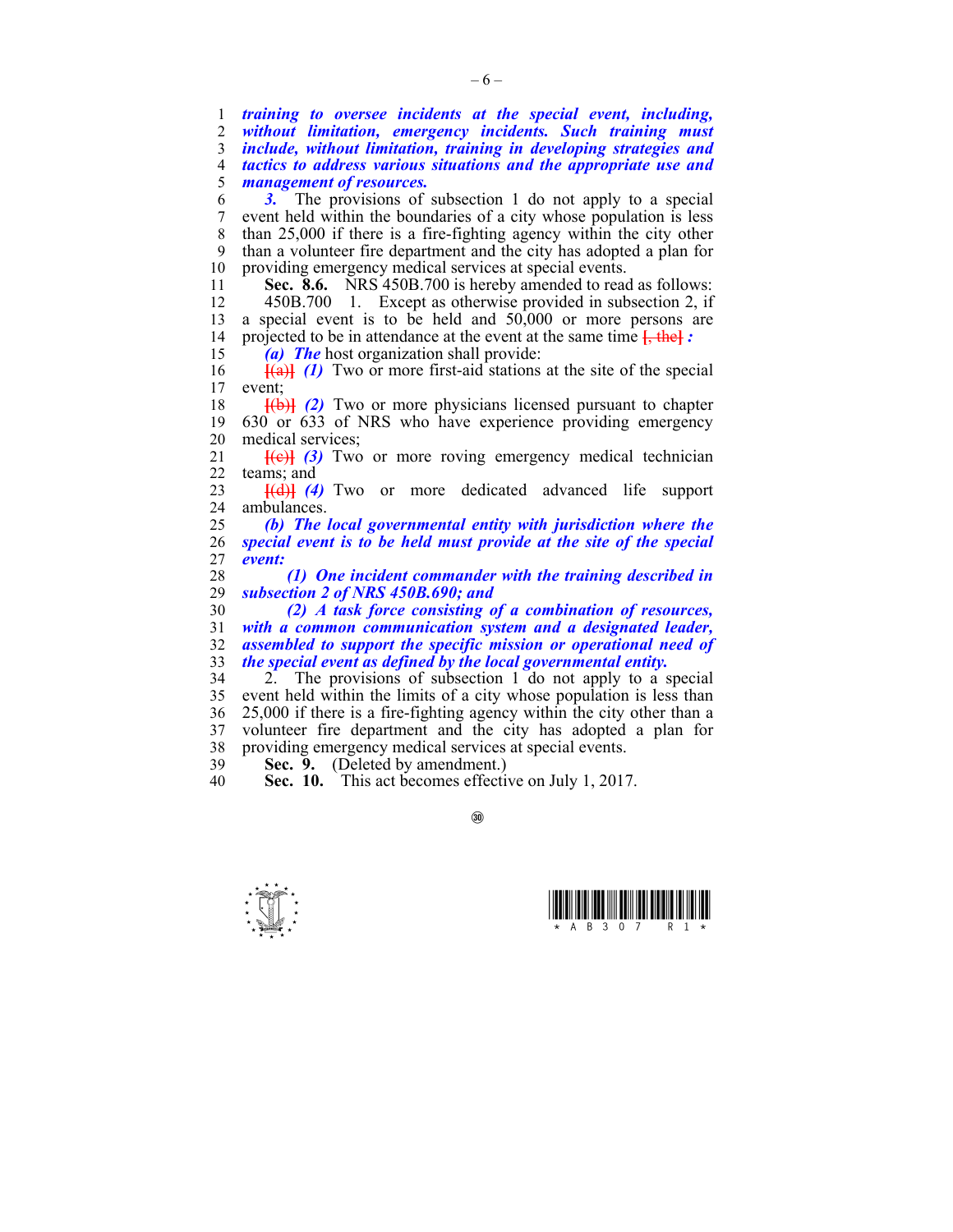*training to oversee incidents at the special event, including, without limitation, emergency incidents. Such training must include, without limitation, training in developing strategies and tactics to address various situations and the appropriate use and management of resources.*

*3.* The provisions of subsection 1 do not apply to a special event held within the boundaries of a city whose population is less than 25,000 if there is a fire-fighting agency within the city other than a volunteer fire department and the city has adopted a plan for providing emergency medical services at special events.

**Sec. 8.6.** NRS 450B.700 is hereby amended to read as follows:

450B.700 1. Except as otherwise provided in subsection 2, if a special event is to be held and 50,000 or more persons are projected to be in attendance at the event at the same time [, the] *:*

*(a) The* host organization shall provide:

[(a)] *(1)* Two or more first-aid stations at the site of the special event;

[(b)] *(2)* Two or more physicians licensed pursuant to chapter 630 or 633 of NRS who have experience providing emergency medical services;

[(c)] *(3)* Two or more roving emergency medical technician teams; and

[(d)] *(4)* Two or more dedicated advanced life support ambulances.

*(b) The local governmental entity with jurisdiction where the special event is to be held must provide at the site of the special event:*

*(1) One incident commander with the training described in subsection 2 of NRS 450B.690; and*

*(2) A task force consisting of a combination of resources, with a common communication system and a designated leader, assembled to support the specific mission or operational need of the special event as defined by the local governmental entity.*

2. The provisions of subsection 1 do not apply to a special event held within the limits of a city whose population is less than 25,000 if there is a fire-fighting agency within the city other than a volunteer fire department and the city has adopted a plan for providing emergency medical services at special events.

**Sec. 9.** (Deleted by amendment.)

**Sec. 10.** This act becomes effective on July 1, 2017.